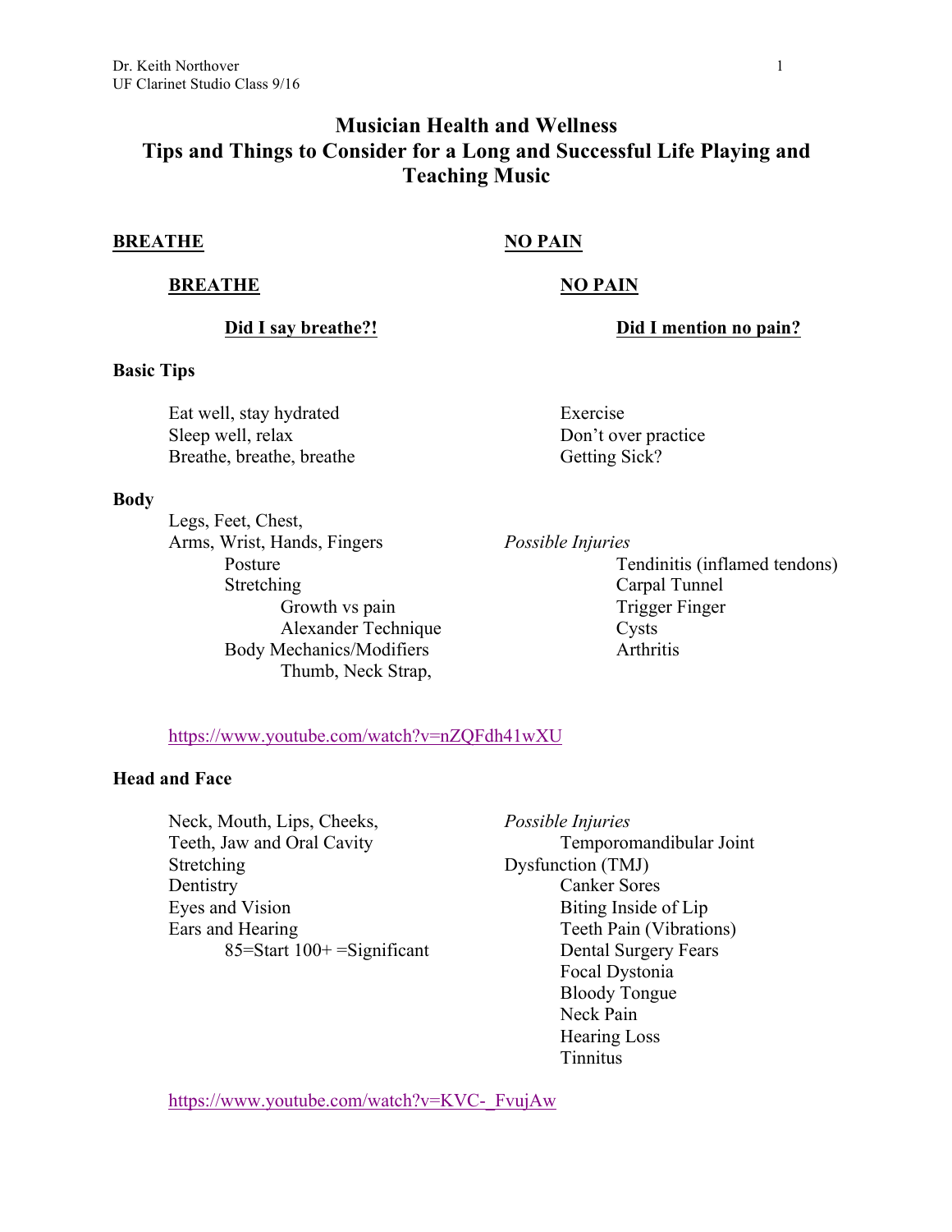# Musician Health and Wellness
## Tips and Things to Consider for a Long and Successful Life Playing and Teaching Music

**BREATHE**

**BREATHE**

**Did I say breathe?!**

**NO PAIN**

**NO PAIN**

**Did I mention no pain?**

### Basic Tips

- Eat well, stay hydrated
- Sleep well, relax
- Breathe, breathe, breathe
- Exercise
- Don't over practice
- Getting Sick?

### Body

- Legs, Feet, Chest,
- Arms, Wrist, Hands, Fingers
  - Posture
  - Stretching
    - Growth vs pain
    - Alexander Technique
  - Body Mechanics/Modifiers
    - Thumb, Neck Strap,

*Possible Injuries*

- Tendinitis (inflamed tendons)
- Carpal Tunnel
- Trigger Finger
- Cysts
- Arthritis

https://www.youtube.com/watch?v=nZQFdh41wXU

### Head and Face

- Neck, Mouth, Lips, Cheeks,
- Teeth, Jaw and Oral Cavity
- Stretching
- Dentistry
- Eyes and Vision
- Ears and Hearing
  - 85=Start 100+ =Significant

*Possible Injuries*

- Temporomandibular Joint Dysfunction (TMJ)
- Canker Sores
- Biting Inside of Lip
- Teeth Pain (Vibrations)
- Dental Surgery Fears
- Focal Dystonia
- Bloody Tongue
- Neck Pain
- Hearing Loss
- Tinnitus

https://www.youtube.com/watch?v=KVC-_FvujAw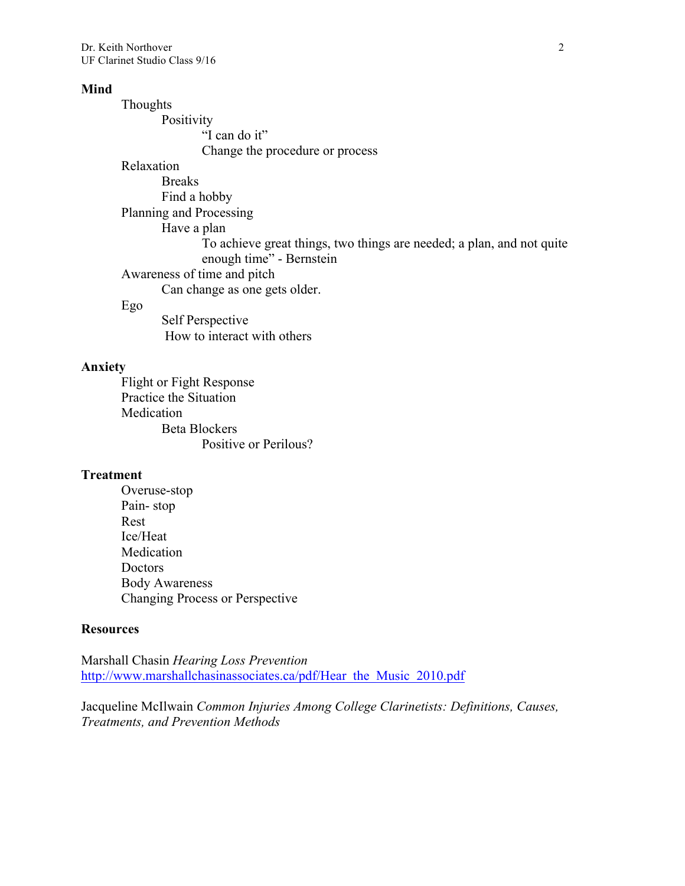**Mind**

- Thoughts
  - Positivity
    - "I can do it"
    - Change the procedure or process
- Relaxation
  - Breaks
  - Find a hobby
- Planning and Processing
  - Have a plan
    - To achieve great things, two things are needed; a plan, and not quite enough time" - Bernstein
- Awareness of time and pitch
  - Can change as one gets older.
- Ego
  - Self Perspective
  - How to interact with others

**Anxiety**

- Flight or Fight Response
- Practice the Situation
- Medication
  - Beta Blockers
    - Positive or Perilous?

**Treatment**

- Overuse-stop
- Pain- stop
- Rest
- Ice/Heat
- Medication
- Doctors
- Body Awareness
- Changing Process or Perspective

**Resources**

Marshall Chasin *Hearing Loss Prevention*
http://www.marshallchasinassociates.ca/pdf/Hear_the_Music_2010.pdf

Jacqueline McIlwain *Common Injuries Among College Clarinetists: Definitions, Causes, Treatments, and Prevention Methods*